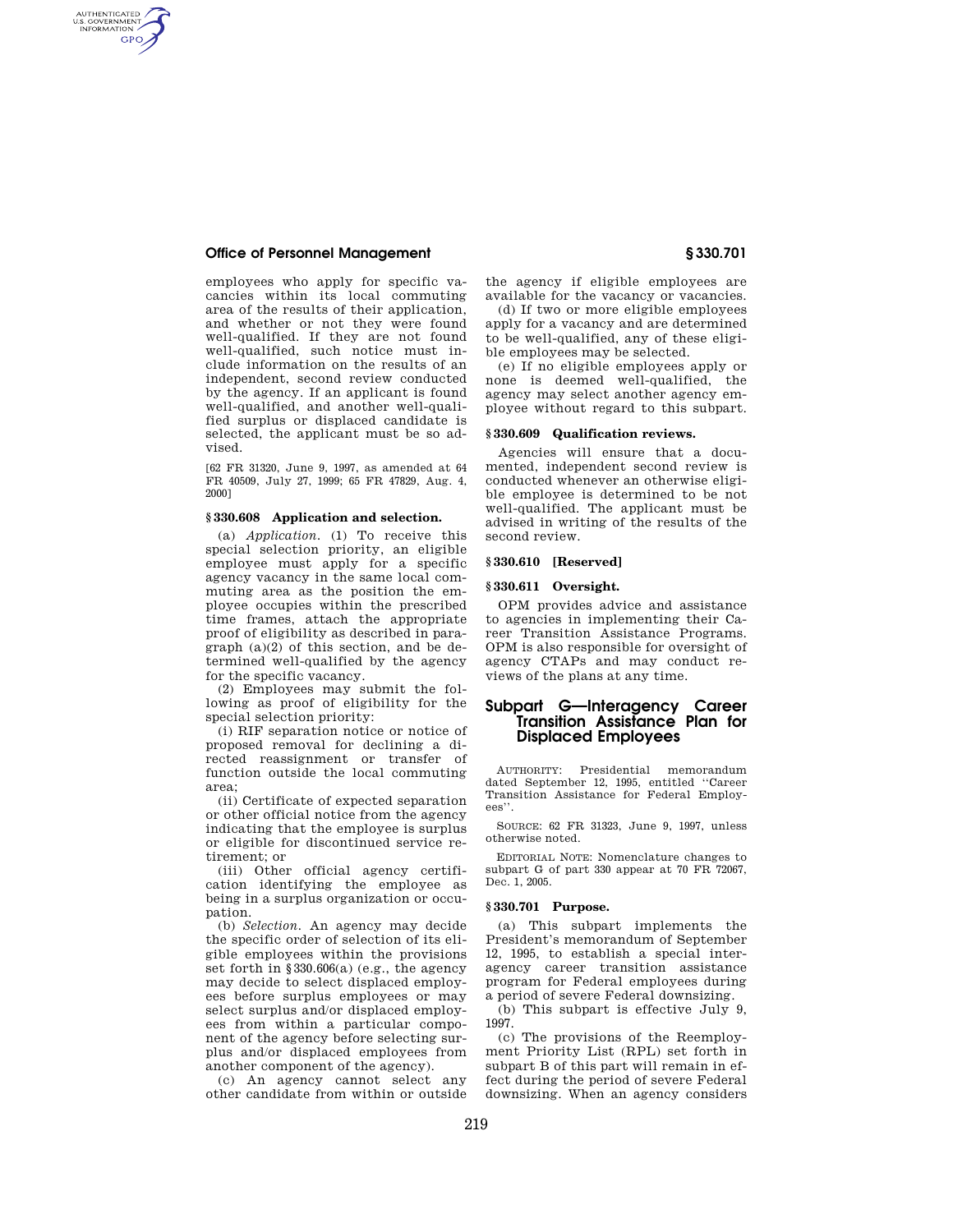employees who apply for specific vacancies within its local commuting area of the results of their application, and whether or not they were found well-qualified. If they are not found well-qualified, such notice must include information on the results of an independent, second review conducted by the agency. If an applicant is found well-qualified, and another well-qualified surplus or displaced candidate is selected, the applicant must be so advised.

[62 FR 31320, June 9, 1997, as amended at 64 FR 40509, July 27, 1999; 65 FR 47829, Aug. 4, 2000]

### § 330.608 Application and selection.

(a) *Application.* (1) To receive this special selection priority, an eligible employee must apply for a specific agency vacancy in the same local commuting area as the position the employee occupies within the prescribed time frames, attach the appropriate proof of eligibility as described in paragraph (a)(2) of this section, and be determined well-qualified by the agency for the specific vacancy.

(2) Employees may submit the following as proof of eligibility for the special selection priority:

(i) RIF separation notice or notice of proposed removal for declining a directed reassignment or transfer of function outside the local commuting area;

(ii) Certificate of expected separation or other official notice from the agency indicating that the employee is surplus or eligible for discontinued service retirement; or

(iii) Other official agency certification identifying the employee as being in a surplus organization or occupation.

(b) *Selection.* An agency may decide the specific order of selection of its eligible employees within the provisions set forth in §330.606(a) (e.g., the agency may decide to select displaced employees before surplus employees or may select surplus and/or displaced employees from within a particular component of the agency before selecting surplus and/or displaced employees from another component of the agency).

(c) An agency cannot select any other candidate from within or outside the agency if eligible employees are available for the vacancy or vacancies.

(d) If two or more eligible employees apply for a vacancy and are determined to be well-qualified, any of these eligible employees may be selected.

(e) If no eligible employees apply or none is deemed well-qualified, the agency may select another agency employee without regard to this subpart.

### § 330.609 Qualification reviews.

Agencies will ensure that a documented, independent second review is conducted whenever an otherwise eligible employee is determined to be not well-qualified. The applicant must be advised in writing of the results of the second review.

### § 330.610 [Reserved]

### § 330.611 Oversight.

OPM provides advice and assistance to agencies in implementing their Career Transition Assistance Programs. OPM is also responsible for oversight of agency CTAPs and may conduct reviews of the plans at any time.

## Subpart G—Interagency Career Transition Assistance Plan for Displaced Employees

AUTHORITY: Presidential memorandum dated September 12, 1995, entitled "Career Transition Assistance for Federal Employees".

SOURCE: 62 FR 31323, June 9, 1997, unless otherwise noted.

EDITORIAL NOTE: Nomenclature changes to subpart G of part 330 appear at 70 FR 72067, Dec. 1, 2005.

### § 330.701 Purpose.

(a) This subpart implements the President's memorandum of September 12, 1995, to establish a special interagency career transition assistance program for Federal employees during a period of severe Federal downsizing.

(b) This subpart is effective July 9, 1997.

(c) The provisions of the Reemployment Priority List (RPL) set forth in subpart B of this part will remain in effect during the period of severe Federal downsizing. When an agency considers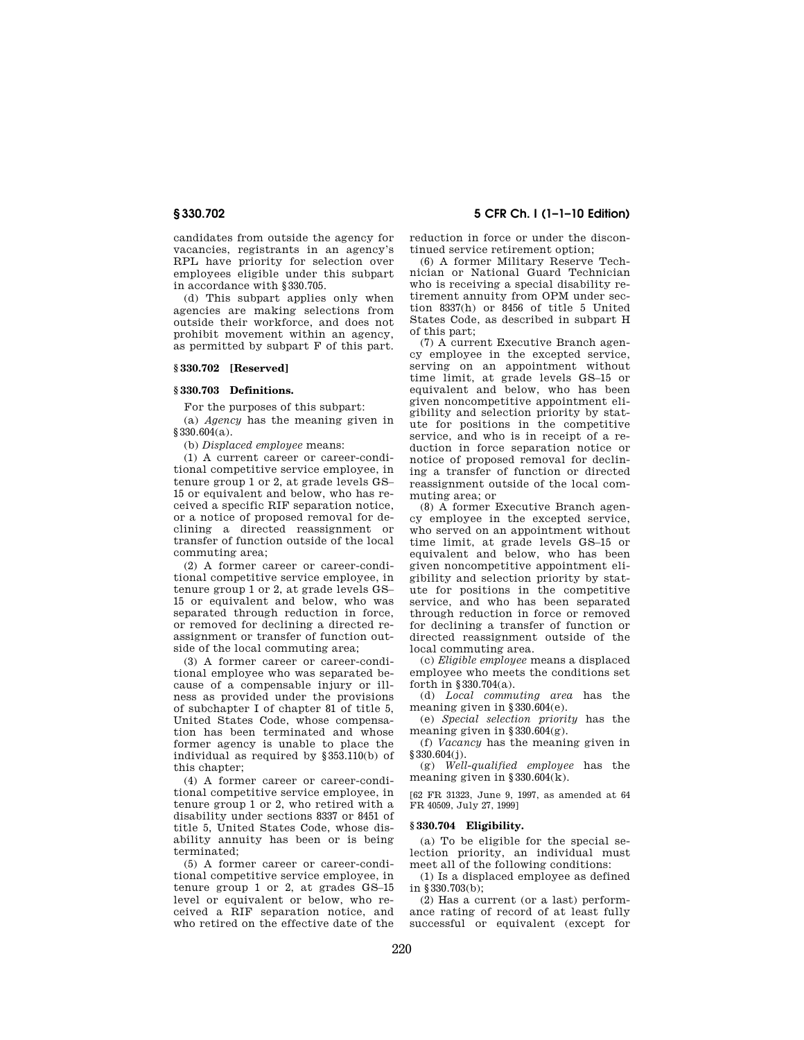candidates from outside the agency for vacancies, registrants in an agency's RPL have priority for selection over employees eligible under this subpart in accordance with §330.705.

(d) This subpart applies only when agencies are making selections from outside their workforce, and does not prohibit movement within an agency, as permitted by subpart F of this part.

### §330.702 [Reserved]

### §330.703 Definitions.

For the purposes of this subpart:

(a) *Agency* has the meaning given in §330.604(a).

(b) *Displaced employee* means:

(1) A current career or career-conditional competitive service employee, in tenure group 1 or 2, at grade levels GS–15 or equivalent and below, who has received a specific RIF separation notice, or a notice of proposed removal for declining a directed reassignment or transfer of function outside of the local commuting area;

(2) A former career or career-conditional competitive service employee, in tenure group 1 or 2, at grade levels GS–15 or equivalent and below, who was separated through reduction in force, or removed for declining a directed reassignment or transfer of function outside of the local commuting area;

(3) A former career or career-conditional employee who was separated because of a compensable injury or illness as provided under the provisions of subchapter I of chapter 81 of title 5, United States Code, whose compensation has been terminated and whose former agency is unable to place the individual as required by §353.110(b) of this chapter;

(4) A former career or career-conditional competitive service employee, in tenure group 1 or 2, who retired with a disability under sections 8337 or 8451 of title 5, United States Code, whose disability annuity has been or is being terminated;

(5) A former career or career-conditional competitive service employee, in tenure group 1 or 2, at grades GS–15 level or equivalent or below, who received a RIF separation notice, and who retired on the effective date of the reduction in force or under the discontinued service retirement option;

(6) A former Military Reserve Technician or National Guard Technician who is receiving a special disability retirement annuity from OPM under section 8337(h) or 8456 of title 5 United States Code, as described in subpart H of this part;

(7) A current Executive Branch agency employee in the excepted service, serving on an appointment without time limit, at grade levels GS–15 or equivalent and below, who has been given noncompetitive appointment eligibility and selection priority by statute for positions in the competitive service, and who is in receipt of a reduction in force separation notice or notice of proposed removal for declining a transfer of function or directed reassignment outside of the local commuting area; or

(8) A former Executive Branch agency employee in the excepted service, who served on an appointment without time limit, at grade levels GS–15 or equivalent and below, who has been given noncompetitive appointment eligibility and selection priority by statute for positions in the competitive service, and who has been separated through reduction in force or removed for declining a transfer of function or directed reassignment outside of the local commuting area.

(c) *Eligible employee* means a displaced employee who meets the conditions set forth in §330.704(a).

(d) *Local commuting area* has the meaning given in §330.604(e).

(e) *Special selection priority* has the meaning given in §330.604(g).

(f) *Vacancy* has the meaning given in §330.604(j).

(g) *Well-qualified employee* has the meaning given in §330.604(k).

[62 FR 31323, June 9, 1997, as amended at 64 FR 40509, July 27, 1999]

### §330.704 Eligibility.

(a) To be eligible for the special selection priority, an individual must meet all of the following conditions:

(1) Is a displaced employee as defined in §330.703(b);

(2) Has a current (or a last) performance rating of record of at least fully successful or equivalent (except for